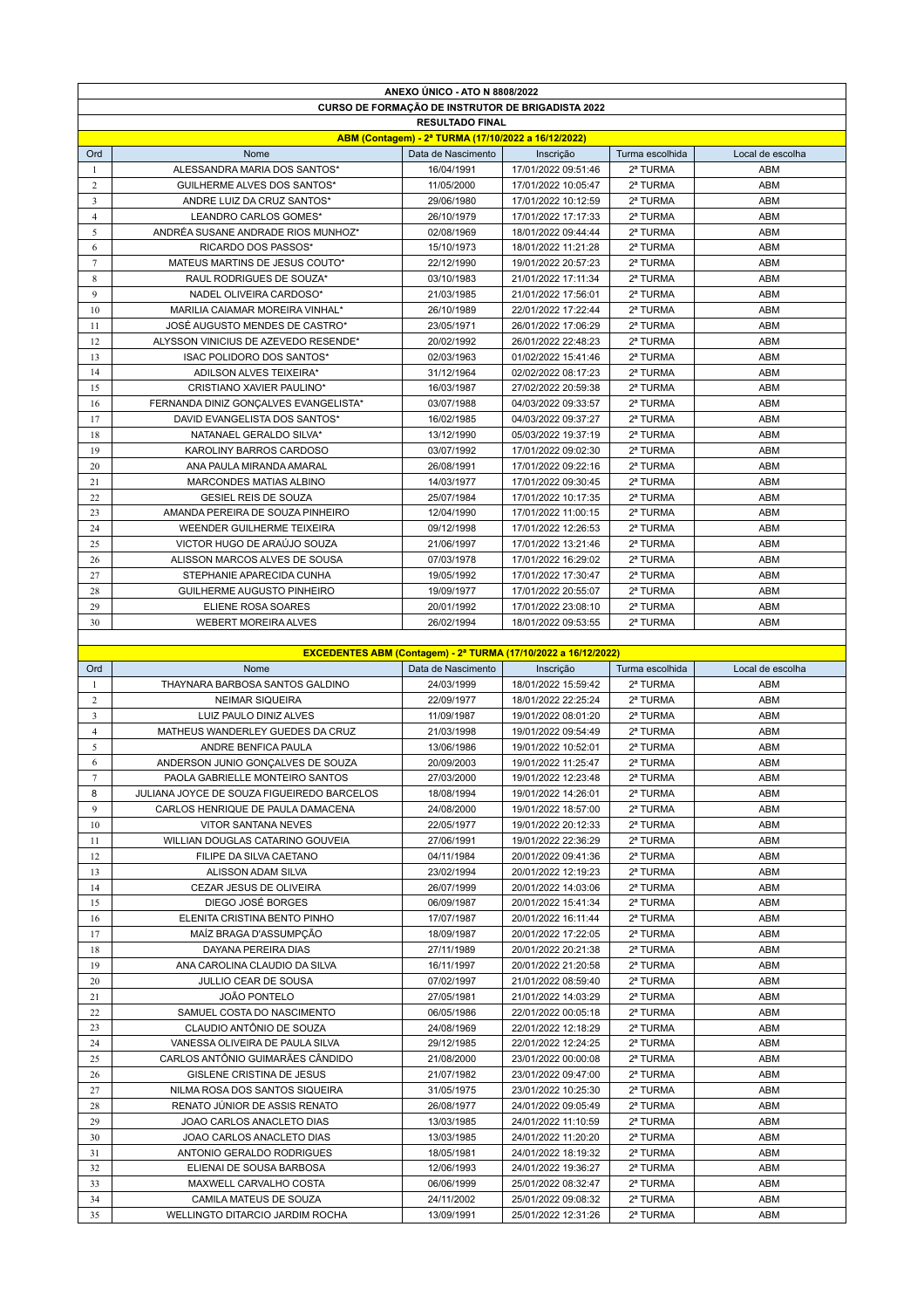**ANEXO ÚNICO - ATO N 8808/2022**

**CURSO DE FORMAÇÃO DE INSTRUTOR DE BRIGADISTA 2022**

**RESULTADO FINAL**

**ABM (Contagem) - 2ª TURMA (17/10/2022 a 16/12/2022)**

| Ord | Nome | Data de Nascimento | Inscrição | Turma escolhida | Local de escolha |
|---|---|---|---|---|---|
| 1 | ALESSANDRA MARIA DOS SANTOS* | 16/04/1991 | 17/01/2022 09:51:46 | 2ª TURMA | ABM |
| 2 | GUILHERME ALVES DOS SANTOS* | 11/05/2000 | 17/01/2022 10:05:47 | 2ª TURMA | ABM |
| 3 | ANDRE LUIZ DA CRUZ SANTOS* | 29/06/1980 | 17/01/2022 10:12:59 | 2ª TURMA | ABM |
| 4 | LEANDRO CARLOS GOMES* | 26/10/1979 | 17/01/2022 17:17:33 | 2ª TURMA | ABM |
| 5 | ANDRÉA SUSANE ANDRADE RIOS MUNHOZ* | 02/08/1969 | 18/01/2022 09:44:44 | 2ª TURMA | ABM |
| 6 | RICARDO DOS PASSOS* | 15/10/1973 | 18/01/2022 11:21:28 | 2ª TURMA | ABM |
| 7 | MATEUS MARTINS DE JESUS COUTO* | 22/12/1990 | 19/01/2022 20:57:23 | 2ª TURMA | ABM |
| 8 | RAUL RODRIGUES DE SOUZA* | 03/10/1983 | 21/01/2022 17:11:34 | 2ª TURMA | ABM |
| 9 | NADEL OLIVEIRA CARDOSO* | 21/03/1985 | 21/01/2022 17:56:01 | 2ª TURMA | ABM |
| 10 | MARILIA CAIAMAR MOREIRA VINHAL* | 26/10/1989 | 22/01/2022 17:22:44 | 2ª TURMA | ABM |
| 11 | JOSÉ AUGUSTO MENDES DE CASTRO* | 23/05/1971 | 26/01/2022 17:06:29 | 2ª TURMA | ABM |
| 12 | ALYSSON VINICIUS DE AZEVEDO RESENDE* | 20/02/1992 | 26/01/2022 22:48:23 | 2ª TURMA | ABM |
| 13 | ISAC POLIDORO DOS SANTOS* | 02/03/1963 | 01/02/2022 15:41:46 | 2ª TURMA | ABM |
| 14 | ADILSON ALVES TEIXEIRA* | 31/12/1964 | 02/02/2022 08:17:23 | 2ª TURMA | ABM |
| 15 | CRISTIANO XAVIER PAULINO* | 16/03/1987 | 27/02/2022 20:59:38 | 2ª TURMA | ABM |
| 16 | FERNANDA DINIZ GONÇALVES EVANGELISTA* | 03/07/1988 | 04/03/2022 09:33:57 | 2ª TURMA | ABM |
| 17 | DAVID EVANGELISTA DOS SANTOS* | 16/02/1985 | 04/03/2022 09:37:27 | 2ª TURMA | ABM |
| 18 | NATANAEL GERALDO SILVA* | 13/12/1990 | 05/03/2022 19:37:19 | 2ª TURMA | ABM |
| 19 | KAROLINY BARROS CARDOSO | 03/07/1992 | 17/01/2022 09:02:30 | 2ª TURMA | ABM |
| 20 | ANA PAULA MIRANDA AMARAL | 26/08/1991 | 17/01/2022 09:22:16 | 2ª TURMA | ABM |
| 21 | MARCONDES MATIAS ALBINO | 14/03/1977 | 17/01/2022 09:30:45 | 2ª TURMA | ABM |
| 22 | GESIEL REIS DE SOUZA | 25/07/1984 | 17/01/2022 10:17:35 | 2ª TURMA | ABM |
| 23 | AMANDA PEREIRA DE SOUZA PINHEIRO | 12/04/1990 | 17/01/2022 11:00:15 | 2ª TURMA | ABM |
| 24 | WEENDER GUILHERME TEIXEIRA | 09/12/1998 | 17/01/2022 12:26:53 | 2ª TURMA | ABM |
| 25 | VICTOR HUGO DE ARAÚJO SOUZA | 21/06/1997 | 17/01/2022 13:21:46 | 2ª TURMA | ABM |
| 26 | ALISSON MARCOS ALVES DE SOUSA | 07/03/1978 | 17/01/2022 16:29:02 | 2ª TURMA | ABM |
| 27 | STEPHANIE APARECIDA CUNHA | 19/05/1992 | 17/01/2022 17:30:47 | 2ª TURMA | ABM |
| 28 | GUILHERME AUGUSTO PINHEIRO | 19/09/1977 | 17/01/2022 20:55:07 | 2ª TURMA | ABM |
| 29 | ELIENE ROSA SOARES | 20/01/1992 | 17/01/2022 23:08:10 | 2ª TURMA | ABM |
| 30 | WEBERT MOREIRA ALVES | 26/02/1994 | 18/01/2022 09:53:55 | 2ª TURMA | ABM |

**EXCEDENTES ABM (Contagem) - 2ª TURMA (17/10/2022 a 16/12/2022)**

| Ord | Nome | Data de Nascimento | Inscrição | Turma escolhida | Local de escolha |
|---|---|---|---|---|---|
| 1 | THAYNARA BARBOSA SANTOS GALDINO | 24/03/1999 | 18/01/2022 15:59:42 | 2ª TURMA | ABM |
| 2 | NEIMAR SIQUEIRA | 22/09/1977 | 18/01/2022 22:25:24 | 2ª TURMA | ABM |
| 3 | LUIZ PAULO DINIZ ALVES | 11/09/1987 | 19/01/2022 08:01:20 | 2ª TURMA | ABM |
| 4 | MATHEUS WANDERLEY GUEDES DA CRUZ | 21/03/1998 | 19/01/2022 09:54:49 | 2ª TURMA | ABM |
| 5 | ANDRE BENFICA PAULA | 13/06/1986 | 19/01/2022 10:52:01 | 2ª TURMA | ABM |
| 6 | ANDERSON JUNIO GONÇALVES DE SOUZA | 20/09/2003 | 19/01/2022 11:25:47 | 2ª TURMA | ABM |
| 7 | PAOLA GABRIELLE MONTEIRO SANTOS | 27/03/2000 | 19/01/2022 12:23:48 | 2ª TURMA | ABM |
| 8 | JULIANA JOYCE DE SOUZA FIGUEIREDO BARCELOS | 18/08/1994 | 19/01/2022 14:26:01 | 2ª TURMA | ABM |
| 9 | CARLOS HENRIQUE DE PAULA DAMACENA | 24/08/2000 | 19/01/2022 18:57:00 | 2ª TURMA | ABM |
| 10 | VITOR SANTANA NEVES | 22/05/1977 | 19/01/2022 20:12:33 | 2ª TURMA | ABM |
| 11 | WILLIAN DOUGLAS CATARINO GOUVEIA | 27/06/1991 | 19/01/2022 22:36:29 | 2ª TURMA | ABM |
| 12 | FILIPE DA SILVA CAETANO | 04/11/1984 | 20/01/2022 09:41:36 | 2ª TURMA | ABM |
| 13 | ALISSON ADAM SILVA | 23/02/1994 | 20/01/2022 12:19:23 | 2ª TURMA | ABM |
| 14 | CEZAR JESUS DE OLIVEIRA | 26/07/1999 | 20/01/2022 14:03:06 | 2ª TURMA | ABM |
| 15 | DIEGO JOSÉ BORGES | 06/09/1987 | 20/01/2022 15:41:34 | 2ª TURMA | ABM |
| 16 | ELENITA CRISTINA BENTO PINHO | 17/07/1987 | 20/01/2022 16:11:44 | 2ª TURMA | ABM |
| 17 | MAÍZ BRAGA D'ASSUMPÇÃO | 18/09/1987 | 20/01/2022 17:22:05 | 2ª TURMA | ABM |
| 18 | DAYANA PEREIRA DIAS | 27/11/1989 | 20/01/2022 20:21:38 | 2ª TURMA | ABM |
| 19 | ANA CAROLINA CLAUDIO DA SILVA | 16/11/1997 | 20/01/2022 21:20:58 | 2ª TURMA | ABM |
| 20 | JULLIO CEAR DE SOUSA | 07/02/1997 | 21/01/2022 08:59:40 | 2ª TURMA | ABM |
| 21 | JOÃO PONTELO | 27/05/1981 | 21/01/2022 14:03:29 | 2ª TURMA | ABM |
| 22 | SAMUEL COSTA DO NASCIMENTO | 06/05/1986 | 22/01/2022 00:05:18 | 2ª TURMA | ABM |
| 23 | CLAUDIO ANTÔNIO DE SOUZA | 24/08/1969 | 22/01/2022 12:18:29 | 2ª TURMA | ABM |
| 24 | VANESSA OLIVEIRA DE PAULA SILVA | 29/12/1985 | 22/01/2022 12:24:25 | 2ª TURMA | ABM |
| 25 | CARLOS ANTÔNIO GUIMARÃES CÂNDIDO | 21/08/2000 | 23/01/2022 00:00:08 | 2ª TURMA | ABM |
| 26 | GISLENE CRISTINA DE JESUS | 21/07/1982 | 23/01/2022 09:47:00 | 2ª TURMA | ABM |
| 27 | NILMA ROSA DOS SANTOS SIQUEIRA | 31/05/1975 | 23/01/2022 10:25:30 | 2ª TURMA | ABM |
| 28 | RENATO JÚNIOR DE ASSIS RENATO | 26/08/1977 | 24/01/2022 09:05:49 | 2ª TURMA | ABM |
| 29 | JOAO CARLOS ANACLETO DIAS | 13/03/1985 | 24/01/2022 11:10:59 | 2ª TURMA | ABM |
| 30 | JOAO CARLOS ANACLETO DIAS | 13/03/1985 | 24/01/2022 11:20:20 | 2ª TURMA | ABM |
| 31 | ANTONIO GERALDO RODRIGUES | 18/05/1981 | 24/01/2022 18:19:32 | 2ª TURMA | ABM |
| 32 | ELIENAI DE SOUSA BARBOSA | 12/06/1993 | 24/01/2022 19:36:27 | 2ª TURMA | ABM |
| 33 | MAXWELL CARVALHO COSTA | 06/06/1999 | 25/01/2022 08:32:47 | 2ª TURMA | ABM |
| 34 | CAMILA MATEUS DE SOUZA | 24/11/2002 | 25/01/2022 09:08:32 | 2ª TURMA | ABM |
| 35 | WELLINGTO DITARCIO JARDIM ROCHA | 13/09/1991 | 25/01/2022 12:31:26 | 2ª TURMA | ABM |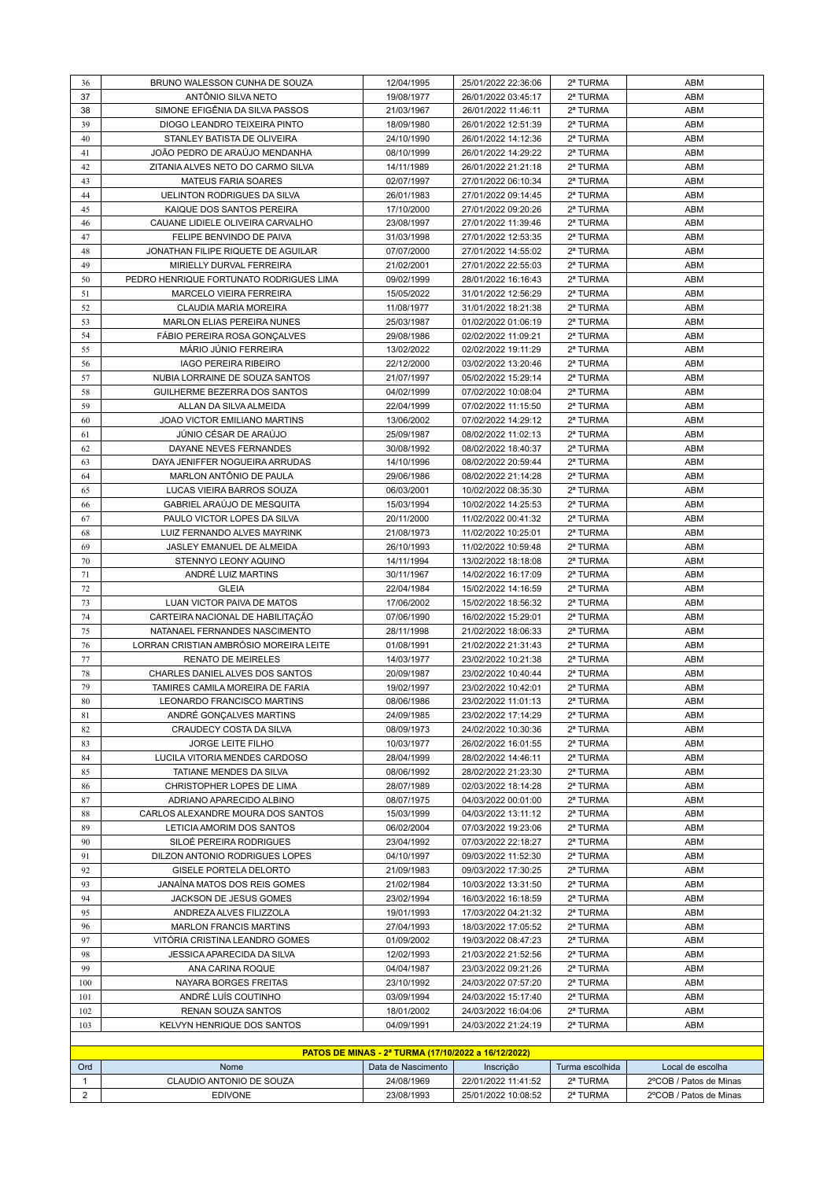| 36 | BRUNO WALESSON CUNHA DE SOUZA | 12/04/1995 | 25/01/2022 22:36:06 | 2ª TURMA | ABM |
|---|---|---|---|---|---|
| 37 | ANTÔNIO SILVA NETO | 19/08/1977 | 26/01/2022 03:45:17 | 2ª TURMA | ABM |
| 38 | SIMONE EFIGÊNIA DA SILVA PASSOS | 21/03/1967 | 26/01/2022 11:46:11 | 2ª TURMA | ABM |
| 39 | DIOGO LEANDRO TEIXEIRA PINTO | 18/09/1980 | 26/01/2022 12:51:39 | 2ª TURMA | ABM |
| 40 | STANLEY BATISTA DE OLIVEIRA | 24/10/1990 | 26/01/2022 14:12:36 | 2ª TURMA | ABM |
| 41 | JOÃO PEDRO DE ARAÚJO MENDANHA | 08/10/1999 | 26/01/2022 14:29:22 | 2ª TURMA | ABM |
| 42 | ZITANIA ALVES NETO DO CARMO SILVA | 14/11/1989 | 26/01/2022 21:21:18 | 2ª TURMA | ABM |
| 43 | MATEUS FARIA SOARES | 02/07/1997 | 27/01/2022 06:10:34 | 2ª TURMA | ABM |
| 44 | UELINTON RODRIGUES DA SILVA | 26/01/1983 | 27/01/2022 09:14:45 | 2ª TURMA | ABM |
| 45 | KAIQUE DOS SANTOS PEREIRA | 17/10/2000 | 27/01/2022 09:20:26 | 2ª TURMA | ABM |
| 46 | CAUANE LIDIELE OLIVEIRA CARVALHO | 23/08/1997 | 27/01/2022 11:39:46 | 2ª TURMA | ABM |
| 47 | FELIPE BENVINDO DE PAIVA | 31/03/1998 | 27/01/2022 12:53:35 | 2ª TURMA | ABM |
| 48 | JONATHAN FILIPE RIQUETE DE AGUILAR | 07/07/2000 | 27/01/2022 14:55:02 | 2ª TURMA | ABM |
| 49 | MIRIELLY DURVAL FERREIRA | 21/02/2001 | 27/01/2022 22:55:03 | 2ª TURMA | ABM |
| 50 | PEDRO HENRIQUE FORTUNATO RODRIGUES LIMA | 09/02/1999 | 28/01/2022 16:16:43 | 2ª TURMA | ABM |
| 51 | MARCELO VIEIRA FERREIRA | 15/05/2022 | 31/01/2022 12:56:29 | 2ª TURMA | ABM |
| 52 | CLAUDIA MARIA MOREIRA | 11/08/1977 | 31/01/2022 18:21:38 | 2ª TURMA | ABM |
| 53 | MARLON ELIAS PEREIRA NUNES | 25/03/1987 | 01/02/2022 01:06:19 | 2ª TURMA | ABM |
| 54 | FÁBIO PEREIRA ROSA GONÇALVES | 29/08/1986 | 02/02/2022 11:09:21 | 2ª TURMA | ABM |
| 55 | MÁRIO JÚNIO FERREIRA | 13/02/2022 | 02/02/2022 19:11:29 | 2ª TURMA | ABM |
| 56 | IAGO PEREIRA RIBEIRO | 22/12/2000 | 03/02/2022 13:20:46 | 2ª TURMA | ABM |
| 57 | NUBIA LORRAINE DE SOUZA SANTOS | 21/07/1997 | 05/02/2022 15:29:14 | 2ª TURMA | ABM |
| 58 | GUILHERME BEZERRA DOS SANTOS | 04/02/1999 | 07/02/2022 10:08:04 | 2ª TURMA | ABM |
| 59 | ALLAN DA SILVA ALMEIDA | 22/04/1999 | 07/02/2022 11:15:50 | 2ª TURMA | ABM |
| 60 | JOAO VICTOR EMILIANO MARTINS | 13/06/2002 | 07/02/2022 14:29:12 | 2ª TURMA | ABM |
| 61 | JÚNIO CÉSAR DE ARAÚJO | 25/09/1987 | 08/02/2022 11:02:13 | 2ª TURMA | ABM |
| 62 | DAYANE NEVES FERNANDES | 30/08/1992 | 08/02/2022 18:40:37 | 2ª TURMA | ABM |
| 63 | DAYA JENIFFER NOGUEIRA ARRUDAS | 14/10/1996 | 08/02/2022 20:59:44 | 2ª TURMA | ABM |
| 64 | MARLON ANTÔNIO DE PAULA | 29/06/1986 | 08/02/2022 21:14:28 | 2ª TURMA | ABM |
| 65 | LUCAS VIEIRA BARROS SOUZA | 06/03/2001 | 10/02/2022 08:35:30 | 2ª TURMA | ABM |
| 66 | GABRIEL ARAÚJO DE MESQUITA | 15/03/1994 | 10/02/2022 14:25:53 | 2ª TURMA | ABM |
| 67 | PAULO VICTOR LOPES DA SILVA | 20/11/2000 | 11/02/2022 00:41:32 | 2ª TURMA | ABM |
| 68 | LUIZ FERNANDO ALVES MAYRINK | 21/08/1973 | 11/02/2022 10:25:01 | 2ª TURMA | ABM |
| 69 | JASLEY EMANUEL DE ALMEIDA | 26/10/1993 | 11/02/2022 10:59:48 | 2ª TURMA | ABM |
| 70 | STENNYO LEONY AQUINO | 14/11/1994 | 13/02/2022 18:18:08 | 2ª TURMA | ABM |
| 71 | ANDRÉ LUIZ MARTINS | 30/11/1967 | 14/02/2022 16:17:09 | 2ª TURMA | ABM |
| 72 | GLEIA | 22/04/1984 | 15/02/2022 14:16:59 | 2ª TURMA | ABM |
| 73 | LUAN VICTOR PAIVA DE MATOS | 17/06/2002 | 15/02/2022 18:56:32 | 2ª TURMA | ABM |
| 74 | CARTEIRA NACIONAL DE HABILITAÇÃO | 07/06/1990 | 16/02/2022 15:29:01 | 2ª TURMA | ABM |
| 75 | NATANAEL FERNANDES NASCIMENTO | 28/11/1998 | 21/02/2022 18:06:33 | 2ª TURMA | ABM |
| 76 | LORRAN CRISTIAN AMBRÓSIO MOREIRA LEITE | 01/08/1991 | 21/02/2022 21:31:43 | 2ª TURMA | ABM |
| 77 | RENATO DE MEIRELES | 14/03/1977 | 23/02/2022 10:21:38 | 2ª TURMA | ABM |
| 78 | CHARLES DANIEL ALVES DOS SANTOS | 20/09/1987 | 23/02/2022 10:40:44 | 2ª TURMA | ABM |
| 79 | TAMIRES CAMILA MOREIRA DE FARIA | 19/02/1997 | 23/02/2022 10:42:01 | 2ª TURMA | ABM |
| 80 | LEONARDO FRANCISCO MARTINS | 08/06/1986 | 23/02/2022 11:01:13 | 2ª TURMA | ABM |
| 81 | ANDRÉ GONÇALVES MARTINS | 24/09/1985 | 23/02/2022 17:14:29 | 2ª TURMA | ABM |
| 82 | CRAUDECY COSTA DA SILVA | 08/09/1973 | 24/02/2022 10:30:36 | 2ª TURMA | ABM |
| 83 | JORGE LEITE FILHO | 10/03/1977 | 26/02/2022 16:01:55 | 2ª TURMA | ABM |
| 84 | LUCILA VITORIA MENDES CARDOSO | 28/04/1999 | 28/02/2022 14:46:11 | 2ª TURMA | ABM |
| 85 | TATIANE MENDES DA SILVA | 08/06/1992 | 28/02/2022 21:23:30 | 2ª TURMA | ABM |
| 86 | CHRISTOPHER LOPES DE LIMA | 28/07/1989 | 02/03/2022 18:14:28 | 2ª TURMA | ABM |
| 87 | ADRIANO APARECIDO ALBINO | 08/07/1975 | 04/03/2022 00:01:00 | 2ª TURMA | ABM |
| 88 | CARLOS ALEXANDRE MOURA DOS SANTOS | 15/03/1999 | 04/03/2022 13:11:12 | 2ª TURMA | ABM |
| 89 | LETICIA AMORIM DOS SANTOS | 06/02/2004 | 07/03/2022 19:23:06 | 2ª TURMA | ABM |
| 90 | SILOÉ PEREIRA RODRIGUES | 23/04/1992 | 07/03/2022 22:18:27 | 2ª TURMA | ABM |
| 91 | DILZON ANTONIO RODRIGUES LOPES | 04/10/1997 | 09/03/2022 11:52:30 | 2ª TURMA | ABM |
| 92 | GISELE PORTELA DELORTO | 21/09/1983 | 09/03/2022 17:30:25 | 2ª TURMA | ABM |
| 93 | JANAÍNA MATOS DOS REIS GOMES | 21/02/1984 | 10/03/2022 13:31:50 | 2ª TURMA | ABM |
| 94 | JACKSON DE JESUS GOMES | 23/02/1994 | 16/03/2022 16:18:59 | 2ª TURMA | ABM |
| 95 | ANDREZA ALVES FILIZZOLA | 19/01/1993 | 17/03/2022 04:21:32 | 2ª TURMA | ABM |
| 96 | MARLON FRANCIS MARTINS | 27/04/1993 | 18/03/2022 17:05:52 | 2ª TURMA | ABM |
| 97 | VITÓRIA CRISTINA LEANDRO GOMES | 01/09/2002 | 19/03/2022 08:47:23 | 2ª TURMA | ABM |
| 98 | JESSICA APARECIDA DA SILVA | 12/02/1993 | 21/03/2022 21:52:56 | 2ª TURMA | ABM |
| 99 | ANA CARINA ROQUE | 04/04/1987 | 23/03/2022 09:21:26 | 2ª TURMA | ABM |
| 100 | NAYARA BORGES FREITAS | 23/10/1992 | 24/03/2022 07:57:20 | 2ª TURMA | ABM |
| 101 | ANDRÉ LUÍS COUTINHO | 03/09/1994 | 24/03/2022 15:17:40 | 2ª TURMA | ABM |
| 102 | RENAN SOUZA SANTOS | 18/01/2002 | 24/03/2022 16:04:06 | 2ª TURMA | ABM |
| 103 | KELVYN HENRIQUE DOS SANTOS | 04/09/1991 | 24/03/2022 21:24:19 | 2ª TURMA | ABM |

**PATOS DE MINAS - 2ª TURMA (17/10/2022 a 16/12/2022)**

| Ord | Nome | Data de Nascimento | Inscrição | Turma escolhida | Local de escolha |
|---|---|---|---|---|---|
| 1 | CLAUDIO ANTONIO DE SOUZA | 24/08/1969 | 22/01/2022 11:41:52 | 2ª TURMA | 2ºCOB / Patos de Minas |
| 2 | EDIVONE | 23/08/1993 | 25/01/2022 10:08:52 | 2ª TURMA | 2ºCOB / Patos de Minas |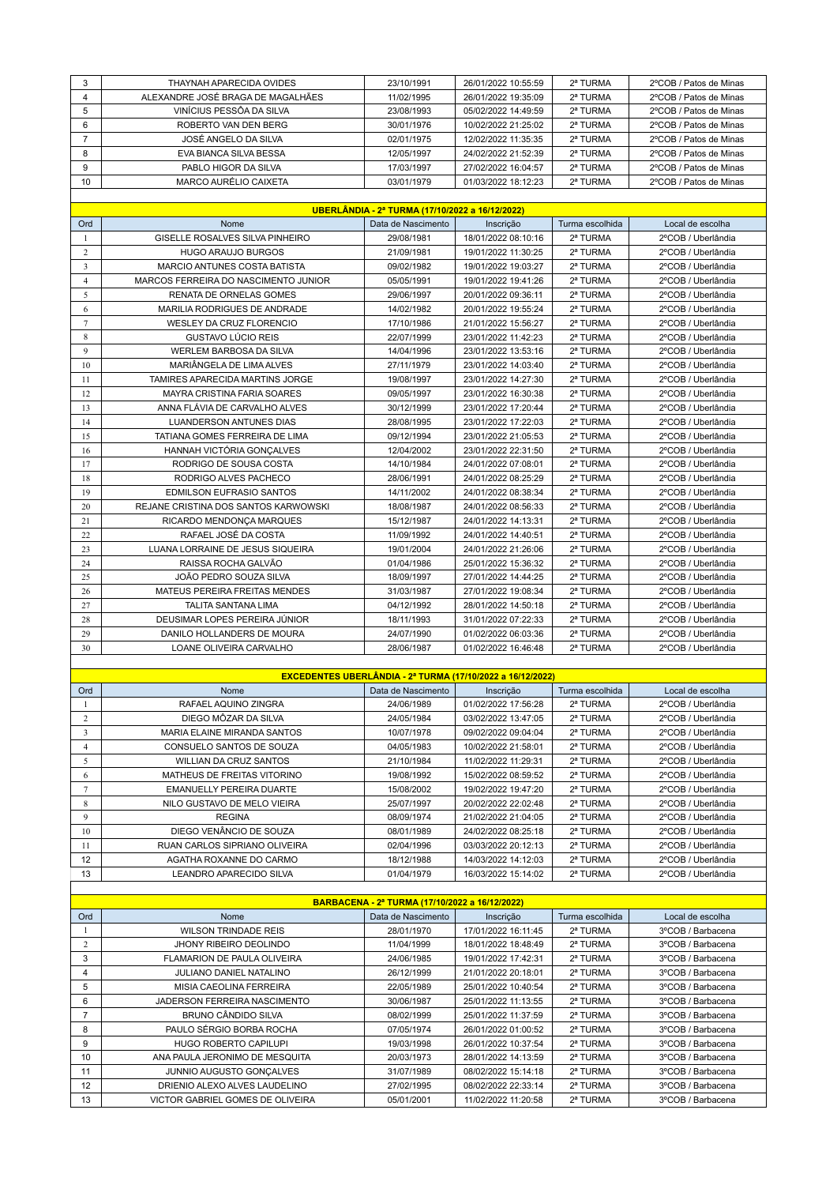| 3 | THAYNAH APARECIDA OVIDES | 23/10/1991 | 26/01/2022 10:55:59 | 2ª TURMA | 2ºCOB / Patos de Minas |
|---|---|---|---|---|---|
| 4 | ALEXANDRE JOSÉ BRAGA DE MAGALHÃES | 11/02/1995 | 26/01/2022 19:35:09 | 2ª TURMA | 2ºCOB / Patos de Minas |
| 5 | VINÍCIUS PESSÔA DA SILVA | 23/08/1993 | 05/02/2022 14:49:59 | 2ª TURMA | 2ºCOB / Patos de Minas |
| 6 | ROBERTO VAN DEN BERG | 30/01/1976 | 10/02/2022 21:25:02 | 2ª TURMA | 2ºCOB / Patos de Minas |
| 7 | JOSÉ ANGELO DA SILVA | 02/01/1975 | 12/02/2022 11:35:35 | 2ª TURMA | 2ºCOB / Patos de Minas |
| 8 | EVA BIANCA SILVA BESSA | 12/05/1997 | 24/02/2022 21:52:39 | 2ª TURMA | 2ºCOB / Patos de Minas |
| 9 | PABLO HIGOR DA SILVA | 17/03/1997 | 27/02/2022 16:04:57 | 2ª TURMA | 2ºCOB / Patos de Minas |
| 10 | MARCO AURÉLIO CAIXETA | 03/01/1979 | 01/03/2022 18:12:23 | 2ª TURMA | 2ºCOB / Patos de Minas |

**UBERLÂNDIA - 2ª TURMA (17/10/2022 a 16/12/2022)**

| Ord | Nome | Data de Nascimento | Inscrição | Turma escolhida | Local de escolha |
|---|---|---|---|---|---|
| 1 | GISELLE ROSALVES SILVA PINHEIRO | 29/08/1981 | 18/01/2022 08:10:16 | 2ª TURMA | 2ºCOB / Uberlândia |
| 2 | HUGO ARAUJO BURGOS | 21/09/1981 | 19/01/2022 11:30:25 | 2ª TURMA | 2ºCOB / Uberlândia |
| 3 | MARCIO ANTUNES COSTA BATISTA | 09/02/1982 | 19/01/2022 19:03:27 | 2ª TURMA | 2ºCOB / Uberlândia |
| 4 | MARCOS FERREIRA DO NASCIMENTO JUNIOR | 05/05/1991 | 19/01/2022 19:41:26 | 2ª TURMA | 2ºCOB / Uberlândia |
| 5 | RENATA DE ORNELAS GOMES | 29/06/1997 | 20/01/2022 09:36:11 | 2ª TURMA | 2ºCOB / Uberlândia |
| 6 | MARILIA RODRIGUES DE ANDRADE | 14/02/1982 | 20/01/2022 19:55:24 | 2ª TURMA | 2ºCOB / Uberlândia |
| 7 | WESLEY DA CRUZ FLORENCIO | 17/10/1986 | 21/01/2022 15:56:27 | 2ª TURMA | 2ºCOB / Uberlândia |
| 8 | GUSTAVO LÚCIO REIS | 22/07/1999 | 23/01/2022 11:42:23 | 2ª TURMA | 2ºCOB / Uberlândia |
| 9 | WERLEM BARBOSA DA SILVA | 14/04/1996 | 23/01/2022 13:53:16 | 2ª TURMA | 2ºCOB / Uberlândia |
| 10 | MARIÂNGELA DE LIMA ALVES | 27/11/1979 | 23/01/2022 14:03:40 | 2ª TURMA | 2ºCOB / Uberlândia |
| 11 | TAMIRES APARECIDA MARTINS JORGE | 19/08/1997 | 23/01/2022 14:27:30 | 2ª TURMA | 2ºCOB / Uberlândia |
| 12 | MAYRA CRISTINA FARIA SOARES | 09/05/1997 | 23/01/2022 16:30:38 | 2ª TURMA | 2ºCOB / Uberlândia |
| 13 | ANNA FLÁVIA DE CARVALHO ALVES | 30/12/1999 | 23/01/2022 17:20:44 | 2ª TURMA | 2ºCOB / Uberlândia |
| 14 | LUANDERSON ANTUNES DIAS | 28/08/1995 | 23/01/2022 17:22:03 | 2ª TURMA | 2ºCOB / Uberlândia |
| 15 | TATIANA GOMES FERREIRA DE LIMA | 09/12/1994 | 23/01/2022 21:05:53 | 2ª TURMA | 2ºCOB / Uberlândia |
| 16 | HANNAH VICTÓRIA GONÇALVES | 12/04/2002 | 23/01/2022 22:31:50 | 2ª TURMA | 2ºCOB / Uberlândia |
| 17 | RODRIGO DE SOUSA COSTA | 14/10/1984 | 24/01/2022 07:08:01 | 2ª TURMA | 2ºCOB / Uberlândia |
| 18 | RODRIGO ALVES PACHECO | 28/06/1991 | 24/01/2022 08:25:29 | 2ª TURMA | 2ºCOB / Uberlândia |
| 19 | EDMILSON EUFRASIO SANTOS | 14/11/2002 | 24/01/2022 08:38:34 | 2ª TURMA | 2ºCOB / Uberlândia |
| 20 | REJANE CRISTINA DOS SANTOS KARWOWSKI | 18/08/1987 | 24/01/2022 08:56:33 | 2ª TURMA | 2ºCOB / Uberlândia |
| 21 | RICARDO MENDONÇA MARQUES | 15/12/1987 | 24/01/2022 14:13:31 | 2ª TURMA | 2ºCOB / Uberlândia |
| 22 | RAFAEL JOSÉ DA COSTA | 11/09/1992 | 24/01/2022 14:40:51 | 2ª TURMA | 2ºCOB / Uberlândia |
| 23 | LUANA LORRAINE DE JESUS SIQUEIRA | 19/01/2004 | 24/01/2022 21:26:06 | 2ª TURMA | 2ºCOB / Uberlândia |
| 24 | RAISSA ROCHA GALVÃO | 01/04/1986 | 25/01/2022 15:36:32 | 2ª TURMA | 2ºCOB / Uberlândia |
| 25 | JOÃO PEDRO SOUZA SILVA | 18/09/1997 | 27/01/2022 14:44:25 | 2ª TURMA | 2ºCOB / Uberlândia |
| 26 | MATEUS PEREIRA FREITAS MENDES | 31/03/1987 | 27/01/2022 19:08:34 | 2ª TURMA | 2ºCOB / Uberlândia |
| 27 | TALITA SANTANA LIMA | 04/12/1992 | 28/01/2022 14:50:18 | 2ª TURMA | 2ºCOB / Uberlândia |
| 28 | DEUSIMAR LOPES PEREIRA JÚNIOR | 18/11/1993 | 31/01/2022 07:22:33 | 2ª TURMA | 2ºCOB / Uberlândia |
| 29 | DANILO HOLLANDERS DE MOURA | 24/07/1990 | 01/02/2022 06:03:36 | 2ª TURMA | 2ºCOB / Uberlândia |
| 30 | LOANE OLIVEIRA CARVALHO | 28/06/1987 | 01/02/2022 16:46:48 | 2ª TURMA | 2ºCOB / Uberlândia |

**EXCEDENTES UBERLÂNDIA - 2ª TURMA (17/10/2022 a 16/12/2022)**

| Ord | Nome | Data de Nascimento | Inscrição | Turma escolhida | Local de escolha |
|---|---|---|---|---|---|
| 1 | RAFAEL AQUINO ZINGRA | 24/06/1989 | 01/02/2022 17:56:28 | 2ª TURMA | 2ºCOB / Uberlândia |
| 2 | DIEGO MÔZAR DA SILVA | 24/05/1984 | 03/02/2022 13:47:05 | 2ª TURMA | 2ºCOB / Uberlândia |
| 3 | MARIA ELAINE MIRANDA SANTOS | 10/07/1978 | 09/02/2022 09:04:04 | 2ª TURMA | 2ºCOB / Uberlândia |
| 4 | CONSUELO SANTOS DE SOUZA | 04/05/1983 | 10/02/2022 21:58:01 | 2ª TURMA | 2ºCOB / Uberlândia |
| 5 | WILLIAN DA CRUZ SANTOS | 21/10/1984 | 11/02/2022 11:29:31 | 2ª TURMA | 2ºCOB / Uberlândia |
| 6 | MATHEUS DE FREITAS VITORINO | 19/08/1992 | 15/02/2022 08:59:52 | 2ª TURMA | 2ºCOB / Uberlândia |
| 7 | EMANUELLY PEREIRA DUARTE | 15/08/2002 | 19/02/2022 19:47:20 | 2ª TURMA | 2ºCOB / Uberlândia |
| 8 | NILO GUSTAVO DE MELO VIEIRA | 25/07/1997 | 20/02/2022 22:02:48 | 2ª TURMA | 2ºCOB / Uberlândia |
| 9 | REGINA | 08/09/1974 | 21/02/2022 21:04:05 | 2ª TURMA | 2ºCOB / Uberlândia |
| 10 | DIEGO VENÂNCIO DE SOUZA | 08/01/1989 | 24/02/2022 08:25:18 | 2ª TURMA | 2ºCOB / Uberlândia |
| 11 | RUAN CARLOS SIPRIANO OLIVEIRA | 02/04/1996 | 03/03/2022 20:12:13 | 2ª TURMA | 2ºCOB / Uberlândia |
| 12 | AGATHA ROXANNE DO CARMO | 18/12/1988 | 14/03/2022 14:12:03 | 2ª TURMA | 2ºCOB / Uberlândia |
| 13 | LEANDRO APARECIDO SILVA | 01/04/1979 | 16/03/2022 15:14:02 | 2ª TURMA | 2ºCOB / Uberlândia |

**BARBACENA - 2ª TURMA (17/10/2022 a 16/12/2022)**

| Ord | Nome | Data de Nascimento | Inscrição | Turma escolhida | Local de escolha |
|---|---|---|---|---|---|
| 1 | WILSON TRINDADE REIS | 28/01/1970 | 17/01/2022 16:11:45 | 2ª TURMA | 3ºCOB / Barbacena |
| 2 | JHONY RIBEIRO DEOLINDO | 11/04/1999 | 18/01/2022 18:48:49 | 2ª TURMA | 3ºCOB / Barbacena |
| 3 | FLAMARION DE PAULA OLIVEIRA | 24/06/1985 | 19/01/2022 17:42:31 | 2ª TURMA | 3ºCOB / Barbacena |
| 4 | JULIANO DANIEL NATALINO | 26/12/1999 | 21/01/2022 20:18:01 | 2ª TURMA | 3ºCOB / Barbacena |
| 5 | MISIA CAEOLINA FERREIRA | 22/05/1989 | 25/01/2022 10:40:54 | 2ª TURMA | 3ºCOB / Barbacena |
| 6 | JADERSON FERREIRA NASCIMENTO | 30/06/1987 | 25/01/2022 11:13:55 | 2ª TURMA | 3ºCOB / Barbacena |
| 7 | BRUNO CÂNDIDO SILVA | 08/02/1999 | 25/01/2022 11:37:59 | 2ª TURMA | 3ºCOB / Barbacena |
| 8 | PAULO SÉRGIO BORBA ROCHA | 07/05/1974 | 26/01/2022 01:00:52 | 2ª TURMA | 3ºCOB / Barbacena |
| 9 | HUGO ROBERTO CAPILUPI | 19/03/1998 | 26/01/2022 10:37:54 | 2ª TURMA | 3ºCOB / Barbacena |
| 10 | ANA PAULA JERONIMO DE MESQUITA | 20/03/1973 | 28/01/2022 14:13:59 | 2ª TURMA | 3ºCOB / Barbacena |
| 11 | JUNNIO AUGUSTO GONÇALVES | 31/07/1989 | 08/02/2022 15:14:18 | 2ª TURMA | 3ºCOB / Barbacena |
| 12 | DRIENIO ALEXO ALVES LAUDELINO | 27/02/1995 | 08/02/2022 22:33:14 | 2ª TURMA | 3ºCOB / Barbacena |
| 13 | VICTOR GABRIEL GOMES DE OLIVEIRA | 05/01/2001 | 11/02/2022 11:20:58 | 2ª TURMA | 3ºCOB / Barbacena |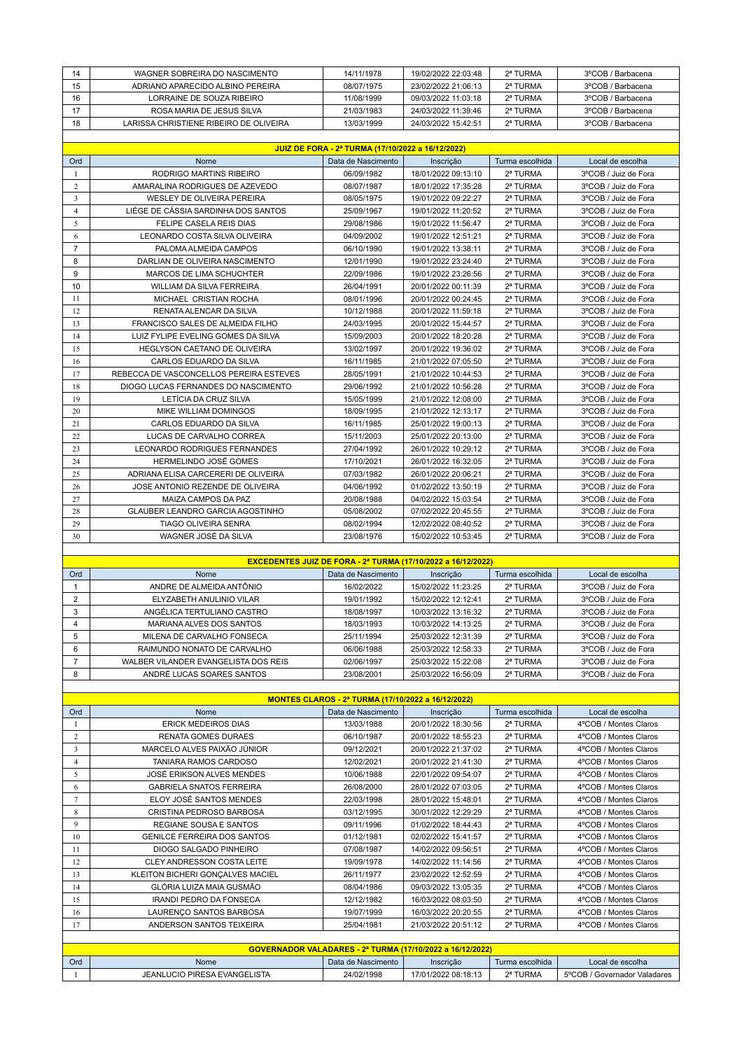| Ord | Nome | Data de Nascimento | Inscrição | Turma escolhida | Local de escolha |
|---|---|---|---|---|---|
| 14 | WAGNER SOBREIRA DO NASCIMENTO | 14/11/1978 | 19/02/2022 22:03:48 | 2ª TURMA | 3ºCOB / Barbacena |
| 15 | ADRIANO APARECIDO ALBINO PEREIRA | 08/07/1975 | 23/02/2022 21:06:13 | 2ª TURMA | 3ºCOB / Barbacena |
| 16 | LORRAINE DE SOUZA RIBEIRO | 11/08/1999 | 09/03/2022 11:03:18 | 2ª TURMA | 3ºCOB / Barbacena |
| 17 | ROSA MARIA DE JESUS SILVA | 21/03/1983 | 24/03/2022 11:39:46 | 2ª TURMA | 3ºCOB / Barbacena |
| 18 | LARISSA CHRISTIENE RIBEIRO DE OLIVEIRA | 13/03/1999 | 24/03/2022 15:42:51 | 2ª TURMA | 3ºCOB / Barbacena |

**JUIZ DE FORA - 2ª TURMA (17/10/2022 a 16/12/2022)**

| Ord | Nome | Data de Nascimento | Inscrição | Turma escolhida | Local de escolha |
|---|---|---|---|---|---|
| 1 | RODRIGO MARTINS RIBEIRO | 06/09/1982 | 18/01/2022 09:13:10 | 2ª TURMA | 3ºCOB / Juiz de Fora |
| 2 | AMARALINA RODRIGUES DE AZEVEDO | 08/07/1987 | 18/01/2022 17:35:28 | 2ª TURMA | 3ºCOB / Juiz de Fora |
| 3 | WESLEY DE OLIVEIRA PEREIRA | 08/05/1975 | 19/01/2022 09:22:27 | 2ª TURMA | 3ºCOB / Juiz de Fora |
| 4 | LIÉGE DE CÁSSIA SARDINHA DOS SANTOS | 25/09/1967 | 19/01/2022 11:20:52 | 2ª TURMA | 3ºCOB / Juiz de Fora |
| 5 | FELIPE CASELA REIS DIAS | 29/08/1986 | 19/01/2022 11:56:47 | 2ª TURMA | 3ºCOB / Juiz de Fora |
| 6 | LEONARDO COSTA SILVA OLIVEIRA | 04/09/2002 | 19/01/2022 12:51:21 | 2ª TURMA | 3ºCOB / Juiz de Fora |
| 7 | PALOMA ALMEIDA CAMPOS | 06/10/1990 | 19/01/2022 13:38:11 | 2ª TURMA | 3ºCOB / Juiz de Fora |
| 8 | DARLIAN DE OLIVEIRA NASCIMENTO | 12/01/1990 | 19/01/2022 23:24:40 | 2ª TURMA | 3ºCOB / Juiz de Fora |
| 9 | MARCOS DE LIMA SCHUCHTER | 22/09/1986 | 19/01/2022 23:26:56 | 2ª TURMA | 3ºCOB / Juiz de Fora |
| 10 | WILLIAM DA SILVA FERREIRA | 26/04/1991 | 20/01/2022 00:11:39 | 2ª TURMA | 3ºCOB / Juiz de Fora |
| 11 | MICHAEL CRISTIAN ROCHA | 08/01/1996 | 20/01/2022 00:24:45 | 2ª TURMA | 3ºCOB / Juiz de Fora |
| 12 | RENATA ALENCAR DA SILVA | 10/12/1988 | 20/01/2022 11:59:18 | 2ª TURMA | 3ºCOB / Juiz de Fora |
| 13 | FRANCISCO SALES DE ALMEIDA FILHO | 24/03/1995 | 20/01/2022 15:44:57 | 2ª TURMA | 3ºCOB / Juiz de Fora |
| 14 | LUIZ FYLIPE EVELING GOMES DA SILVA | 15/09/2003 | 20/01/2022 18:20:28 | 2ª TURMA | 3ºCOB / Juiz de Fora |
| 15 | HEGLYSON CAETANO DE OLIVEIRA | 13/02/1997 | 20/01/2022 19:36:02 | 2ª TURMA | 3ºCOB / Juiz de Fora |
| 16 | CARLOS EDUARDO DA SILVA | 16/11/1985 | 21/01/2022 07:05:50 | 2ª TURMA | 3ºCOB / Juiz de Fora |
| 17 | REBECCA DE VASCONCELLOS PEREIRA ESTEVES | 28/05/1991 | 21/01/2022 10:44:53 | 2ª TURMA | 3ºCOB / Juiz de Fora |
| 18 | DIOGO LUCAS FERNANDES DO NASCIMENTO | 29/06/1992 | 21/01/2022 10:56:28 | 2ª TURMA | 3ºCOB / Juiz de Fora |
| 19 | LETÍCIA DA CRUZ SILVA | 15/05/1999 | 21/01/2022 12:08:00 | 2ª TURMA | 3ºCOB / Juiz de Fora |
| 20 | MIKE WILLIAM DOMINGOS | 18/09/1995 | 21/01/2022 12:13:17 | 2ª TURMA | 3ºCOB / Juiz de Fora |
| 21 | CARLOS EDUARDO DA SILVA | 16/11/1985 | 25/01/2022 19:00:13 | 2ª TURMA | 3ºCOB / Juiz de Fora |
| 22 | LUCAS DE CARVALHO CORREA | 15/11/2003 | 25/01/2022 20:13:00 | 2ª TURMA | 3ºCOB / Juiz de Fora |
| 23 | LEONARDO RODRIGUES FERNANDES | 27/04/1992 | 26/01/2022 10:29:12 | 2ª TURMA | 3ºCOB / Juiz de Fora |
| 24 | HERMELINDO JOSÉ GOMES | 17/10/2021 | 26/01/2022 16:32:05 | 2ª TURMA | 3ºCOB / Juiz de Fora |
| 25 | ADRIANA ELISA CARCERERI DE OLIVEIRA | 07/03/1982 | 26/01/2022 20:06:21 | 2ª TURMA | 3ºCOB / Juiz de Fora |
| 26 | JOSE ANTONIO REZENDE DE OLIVEIRA | 04/06/1992 | 01/02/2022 13:50:19 | 2ª TURMA | 3ºCOB / Juiz de Fora |
| 27 | MAIZA CAMPOS DA PAZ | 20/08/1988 | 04/02/2022 15:03:54 | 2ª TURMA | 3ºCOB / Juiz de Fora |
| 28 | GLAUBER LEANDRO GARCIA AGOSTINHO | 05/08/2002 | 07/02/2022 20:45:55 | 2ª TURMA | 3ºCOB / Juiz de Fora |
| 29 | TIAGO OLIVEIRA SENRA | 08/02/1994 | 12/02/2022 08:40:52 | 2ª TURMA | 3ºCOB / Juiz de Fora |
| 30 | WAGNER JOSÉ DA SILVA | 23/08/1976 | 15/02/2022 10:53:45 | 2ª TURMA | 3ºCOB / Juiz de Fora |

**EXCEDENTES JUIZ DE FORA - 2ª TURMA (17/10/2022 a 16/12/2022)**

| Ord | Nome | Data de Nascimento | Inscrição | Turma escolhida | Local de escolha |
|---|---|---|---|---|---|
| 1 | ANDRE DE ALMEIDA ANTÔNIO | 16/02/2022 | 15/02/2022 11:23:25 | 2ª TURMA | 3ºCOB / Juiz de Fora |
| 2 | ELYZABETH ANULINIO VILAR | 19/01/1992 | 15/02/2022 12:12:41 | 2ª TURMA | 3ºCOB / Juiz de Fora |
| 3 | ANGÉLICA TERTULIANO CASTRO | 18/08/1997 | 10/03/2022 13:16:32 | 2ª TURMA | 3ºCOB / Juiz de Fora |
| 4 | MARIANA ALVES DOS SANTOS | 18/03/1993 | 10/03/2022 14:13:25 | 2ª TURMA | 3ºCOB / Juiz de Fora |
| 5 | MILENA DE CARVALHO FONSECA | 25/11/1994 | 25/03/2022 12:31:39 | 2ª TURMA | 3ºCOB / Juiz de Fora |
| 6 | RAIMUNDO NONATO DE CARVALHO | 06/06/1988 | 25/03/2022 12:58:33 | 2ª TURMA | 3ºCOB / Juiz de Fora |
| 7 | WALBER VILANDER EVANGELISTA DOS REIS | 02/06/1997 | 25/03/2022 15:22:08 | 2ª TURMA | 3ºCOB / Juiz de Fora |
| 8 | ANDRÉ LUCAS SOARES SANTOS | 23/08/2001 | 25/03/2022 16:56:09 | 2ª TURMA | 3ºCOB / Juiz de Fora |

**MONTES CLAROS - 2ª TURMA (17/10/2022 a 16/12/2022)**

| Ord | Nome | Data de Nascimento | Inscrição | Turma escolhida | Local de escolha |
|---|---|---|---|---|---|
| 1 | ERICK MEDEIROS DIAS | 13/03/1988 | 20/01/2022 18:30:56 | 2ª TURMA | 4ºCOB / Montes Claros |
| 2 | RENATA GOMES DURAES | 06/10/1987 | 20/01/2022 18:55:23 | 2ª TURMA | 4ºCOB / Montes Claros |
| 3 | MARCELO ALVES PAIXÃO JÚNIOR | 09/12/2021 | 20/01/2022 21:37:02 | 2ª TURMA | 4ºCOB / Montes Claros |
| 4 | TANIARA RAMOS CARDOSO | 12/02/2021 | 20/01/2022 21:41:30 | 2ª TURMA | 4ºCOB / Montes Claros |
| 5 | JOSÉ ERIKSON ALVES MENDES | 10/06/1988 | 22/01/2022 09:54:07 | 2ª TURMA | 4ºCOB / Montes Claros |
| 6 | GABRIELA SNATOS FERREIRA | 26/08/2000 | 28/01/2022 07:03:05 | 2ª TURMA | 4ºCOB / Montes Claros |
| 7 | ELOY JOSÉ SANTOS MENDES | 22/03/1998 | 28/01/2022 15:48:01 | 2ª TURMA | 4ºCOB / Montes Claros |
| 8 | CRISTINA PEDROSO BARBOSA | 03/12/1995 | 30/01/2022 12:29:29 | 2ª TURMA | 4ºCOB / Montes Claros |
| 9 | REGIANE SOUSA E SANTOS | 09/11/1996 | 01/02/2022 18:44:43 | 2ª TURMA | 4ºCOB / Montes Claros |
| 10 | GENILCE FERREIRA DOS SANTOS | 01/12/1981 | 02/02/2022 15:41:57 | 2ª TURMA | 4ºCOB / Montes Claros |
| 11 | DIOGO SALGADO PINHEIRO | 07/08/1987 | 14/02/2022 09:56:51 | 2ª TURMA | 4ºCOB / Montes Claros |
| 12 | CLEY ANDRESSON COSTA LEITE | 19/09/1978 | 14/02/2022 11:14:56 | 2ª TURMA | 4ºCOB / Montes Claros |
| 13 | KLEITON BICHERI GONÇALVES MACIEL | 26/11/1977 | 23/02/2022 12:52:59 | 2ª TURMA | 4ºCOB / Montes Claros |
| 14 | GLÓRIA LUIZA MAIA GUSMÃO | 08/04/1986 | 09/03/2022 13:05:35 | 2ª TURMA | 4ºCOB / Montes Claros |
| 15 | IRANDI PEDRO DA FONSECA | 12/12/1982 | 16/03/2022 08:03:50 | 2ª TURMA | 4ºCOB / Montes Claros |
| 16 | LAURENÇO SANTOS BARBOSA | 19/07/1999 | 16/03/2022 20:20:55 | 2ª TURMA | 4ºCOB / Montes Claros |
| 17 | ANDERSON SANTOS TEIXEIRA | 25/04/1981 | 21/03/2022 20:51:12 | 2ª TURMA | 4ºCOB / Montes Claros |

**GOVERNADOR VALADARES - 2ª TURMA (17/10/2022 a 16/12/2022)**

| Ord | Nome | Data de Nascimento | Inscrição | Turma escolhida | Local de escolha |
|---|---|---|---|---|---|
| 1 | JEANLUCIO PIRESA EVANGELISTA | 24/02/1998 | 17/01/2022 08:18:13 | 2ª TURMA | 5ºCOB / Governador Valadares |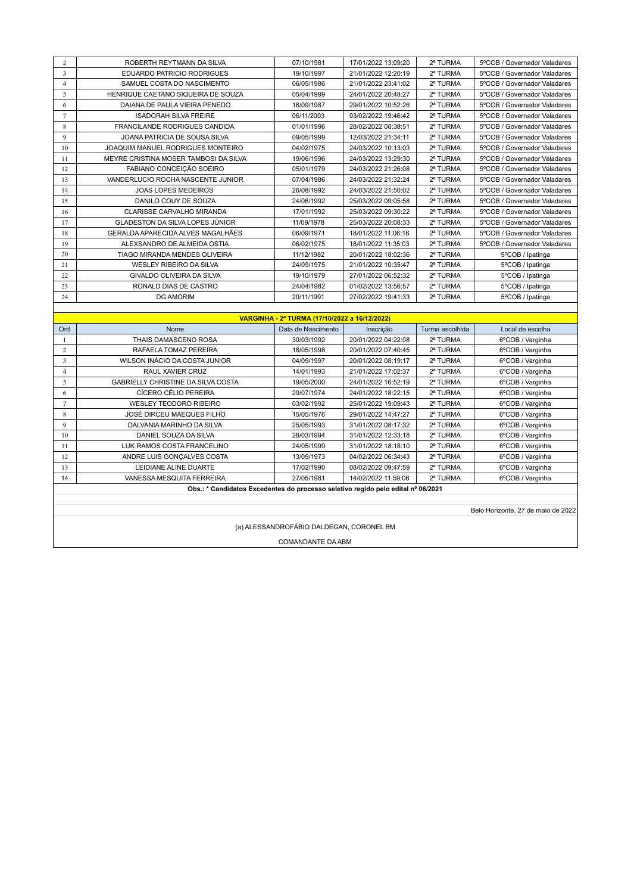| | | | | | |
|---|---|---|---|---|---|
| 2 | ROBERTH REYTMANN DA SILVA | 07/10/1981 | 17/01/2022 13:09:20 | 2ª TURMA | 5ºCOB / Governador Valadares |
| 3 | EDUARDO PATRICIO RODRIGUES | 19/10/1997 | 21/01/2022 12:20:19 | 2ª TURMA | 5ºCOB / Governador Valadares |
| 4 | SAMUEL COSTA DO NASCIMENTO | 06/05/1986 | 21/01/2022 23:41:02 | 2ª TURMA | 5ºCOB / Governador Valadares |
| 5 | HENRIQUE CAETANO SIQUEIRA DE SOUZA | 05/04/1999 | 24/01/2022 20:48:27 | 2ª TURMA | 5ºCOB / Governador Valadares |
| 6 | DAIANA DE PAULA VIEIRA PENEDO | 16/09/1987 | 29/01/2022 10:52:26 | 2ª TURMA | 5ºCOB / Governador Valadares |
| 7 | ISADORAH SILVA FREIRE | 06/11/2003 | 03/02/2022 19:46:42 | 2ª TURMA | 5ºCOB / Governador Valadares |
| 8 | FRANCILANDE RODRIGUES CANDIDA | 01/01/1996 | 28/02/2022 08:38:51 | 2ª TURMA | 5ºCOB / Governador Valadares |
| 9 | JOANA PATRICIA DE SOUSA SILVA | 09/05/1999 | 12/03/2022 21:34:11 | 2ª TURMA | 5ºCOB / Governador Valadares |
| 10 | JOAQUIM MANUEL RODRIGUES MONTEIRO | 04/02/1975 | 24/03/2022 10:13:03 | 2ª TURMA | 5ºCOB / Governador Valadares |
| 11 | MEYRE CRISTINA MOSER TAMBOSI DA SILVA | 19/06/1996 | 24/03/2022 13:29:30 | 2ª TURMA | 5ºCOB / Governador Valadares |
| 12 | FABIANO CONCEIÇÃO SOEIRO | 05/01/1979 | 24/03/2022 21:26:08 | 2ª TURMA | 5ºCOB / Governador Valadares |
| 13 | VANDERLUCIO ROCHA NASCENTE JUNIOR | 07/04/1986 | 24/03/2022 21:32:24 | 2ª TURMA | 5ºCOB / Governador Valadares |
| 14 | JOAS LOPES MEDEIROS | 26/08/1992 | 24/03/2022 21:50:02 | 2ª TURMA | 5ºCOB / Governador Valadares |
| 15 | DANILO COUY DE SOUZA | 24/06/1992 | 25/03/2022 09:05:58 | 2ª TURMA | 5ºCOB / Governador Valadares |
| 16 | CLARISSE CARVALHO MIRANDA | 17/01/1992 | 25/03/2022 09:30:22 | 2ª TURMA | 5ºCOB / Governador Valadares |
| 17 | GLADESTON DA SILVA LOPES JÚNIOR | 11/09/1978 | 25/03/2022 20:08:33 | 2ª TURMA | 5ºCOB / Governador Valadares |
| 18 | GERALDA APARECIDA ALVES MAGALHÃES | 06/09/1971 | 18/01/2022 11:06:16 | 2ª TURMA | 5ºCOB / Governador Valadares |
| 19 | ALEXSANDRO DE ALMEIDA OSTIA | 06/02/1975 | 18/01/2022 11:35:03 | 2ª TURMA | 5ºCOB / Governador Valadares |
| 20 | TIAGO MIRANDA MENDES OLIVEIRA | 11/12/1982 | 20/01/2022 18:02:36 | 2ª TURMA | 5ºCOB / Ipatinga |
| 21 | WESLEY RIBEIRO DA SILVA | 24/09/1975 | 21/01/2022 10:35:47 | 2ª TURMA | 5ºCOB / Ipatinga |
| 22 | GIVALDO OLIVEIRA DA SILVA | 19/10/1979 | 27/01/2022 06:52:32 | 2ª TURMA | 5ºCOB / Ipatinga |
| 23 | RONALD DIAS DE CASTRO | 24/04/1982 | 01/02/2022 13:56:57 | 2ª TURMA | 5ºCOB / Ipatinga |
| 24 | DG AMORIM | 20/11/1991 | 27/02/2022 19:41:33 | 2ª TURMA | 5ºCOB / Ipatinga |

**VARGINHA - 2ª TURMA (17/10/2022 a 16/12/2022)**

| Ord | Nome | Data de Nascimento | Inscrição | Turma escolhida | Local de escolha |
|---|---|---|---|---|---|
| 1 | THAIS DAMASCENO ROSA | 30/03/1992 | 20/01/2022 04:22:08 | 2ª TURMA | 6ºCOB / Varginha |
| 2 | RAFAELA TOMAZ PEREIRA | 18/05/1998 | 20/01/2022 07:40:45 | 2ª TURMA | 6ºCOB / Varginha |
| 3 | WILSON INÁCIO DA COSTA JUNIOR | 04/09/1997 | 20/01/2022 08:19:17 | 2ª TURMA | 6ºCOB / Varginha |
| 4 | RAUL XAVIER CRUZ | 14/01/1993 | 21/01/2022 17:02:37 | 2ª TURMA | 6ºCOB / Varginha |
| 5 | GABRIELLY CHRISTINE DA SILVA COSTA | 19/05/2000 | 24/01/2022 16:52:19 | 2ª TURMA | 6ºCOB / Varginha |
| 6 | CÍCERO CÉLIO PEREIRA | 29/07/1974 | 24/01/2022 18:22:15 | 2ª TURMA | 6ºCOB / Varginha |
| 7 | WESLEY TEODORO RIBEIRO | 03/02/1992 | 25/01/2022 19:09:43 | 2ª TURMA | 6ºCOB / Varginha |
| 8 | JOSÉ DIRCEU MAEQUES FILHO | 15/05/1976 | 29/01/2022 14:47:27 | 2ª TURMA | 6ºCOB / Varginha |
| 9 | DALVANIA MARINHO DA SILVA | 25/05/1993 | 31/01/2022 08:17:32 | 2ª TURMA | 6ºCOB / Varginha |
| 10 | DANIEL SOUZA DA SILVA | 28/03/1994 | 31/01/2022 12:33:18 | 2ª TURMA | 6ºCOB / Varginha |
| 11 | LUK RAMOS COSTA FRANCELINO | 24/05/1999 | 31/01/2022 18:18:10 | 2ª TURMA | 6ºCOB / Varginha |
| 12 | ANDRE LUIS GONÇALVES COSTA | 13/09/1973 | 04/02/2022 06:34:43 | 2ª TURMA | 6ºCOB / Varginha |
| 13 | LEIDIANE ALINE DUARTE | 17/02/1990 | 08/02/2022 09:47:59 | 2ª TURMA | 6ºCOB / Varginha |
| 14 | VANESSA MESQUITA FERREIRA | 27/05/1981 | 14/02/2022 11:59:06 | 2ª TURMA | 6ºCOB / Varginha |

**Obs.: * Candidatos Excedentes do processo seletivo regido pelo edital nº 06/2021**

Belo Horizonte, 27 de maio de 2022

(a) ALESSANDROFÁBIO DALDEGAN, CORONEL BM

COMANDANTE DA ABM